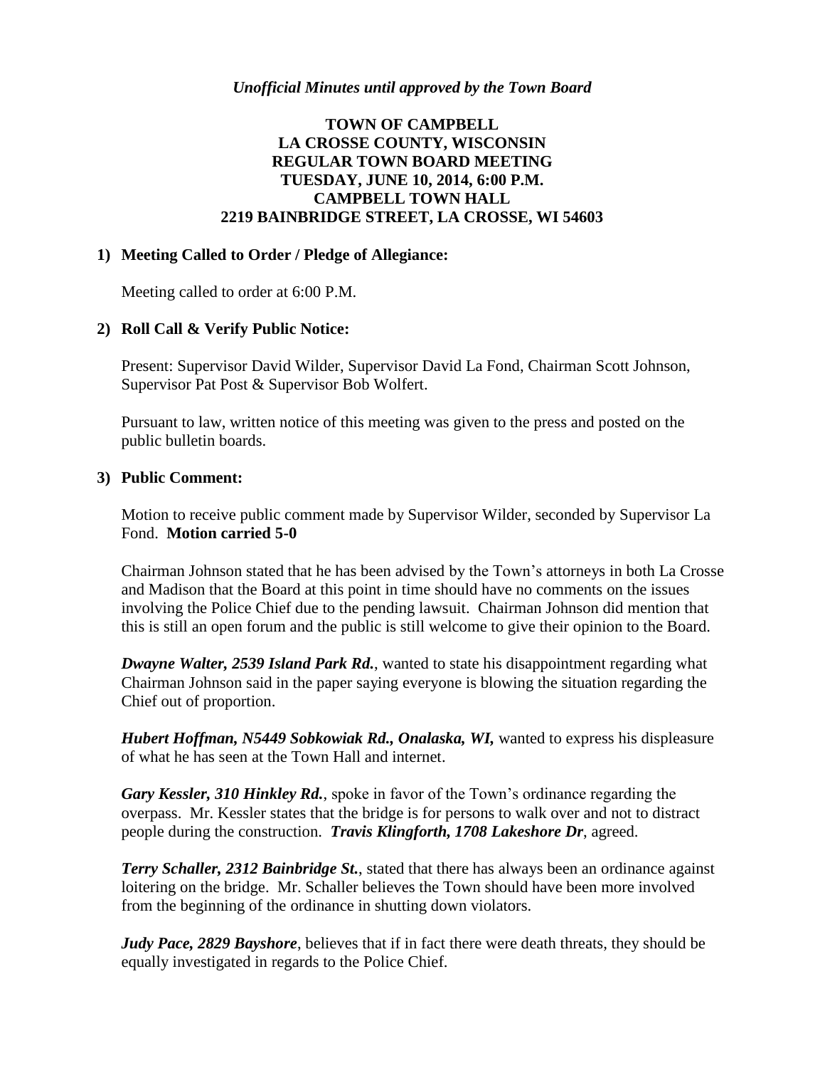*Unofficial Minutes until approved by the Town Board*

# TOWN OF CAMPBELL
# LA CROSSE COUNTY, WISCONSIN
# REGULAR TOWN BOARD MEETING
# TUESDAY, JUNE 10, 2014, 6:00 P.M.
# CAMPBELL TOWN HALL
# 2219 BAINBRIDGE STREET, LA CROSSE, WI 54603

**1) Meeting Called to Order / Pledge of Allegiance:**

Meeting called to order at 6:00 P.M.

**2) Roll Call & Verify Public Notice:**

Present: Supervisor David Wilder, Supervisor David La Fond, Chairman Scott Johnson, Supervisor Pat Post & Supervisor Bob Wolfert.

Pursuant to law, written notice of this meeting was given to the press and posted on the public bulletin boards.

**3) Public Comment:**

Motion to receive public comment made by Supervisor Wilder, seconded by Supervisor La Fond. **Motion carried 5-0**

Chairman Johnson stated that he has been advised by the Town's attorneys in both La Crosse and Madison that the Board at this point in time should have no comments on the issues involving the Police Chief due to the pending lawsuit. Chairman Johnson did mention that this is still an open forum and the public is still welcome to give their opinion to the Board.

***Dwayne Walter, 2539 Island Park Rd.***, wanted to state his disappointment regarding what Chairman Johnson said in the paper saying everyone is blowing the situation regarding the Chief out of proportion.

***Hubert Hoffman, N5449 Sobkowiak Rd., Onalaska, WI,*** wanted to express his displeasure of what he has seen at the Town Hall and internet.

***Gary Kessler, 310 Hinkley Rd.***, spoke in favor of the Town's ordinance regarding the overpass. Mr. Kessler states that the bridge is for persons to walk over and not to distract people during the construction. ***Travis Klingforth, 1708 Lakeshore Dr***, agreed.

***Terry Schaller, 2312 Bainbridge St.***, stated that there has always been an ordinance against loitering on the bridge. Mr. Schaller believes the Town should have been more involved from the beginning of the ordinance in shutting down violators.

***Judy Pace, 2829 Bayshore***, believes that if in fact there were death threats, they should be equally investigated in regards to the Police Chief.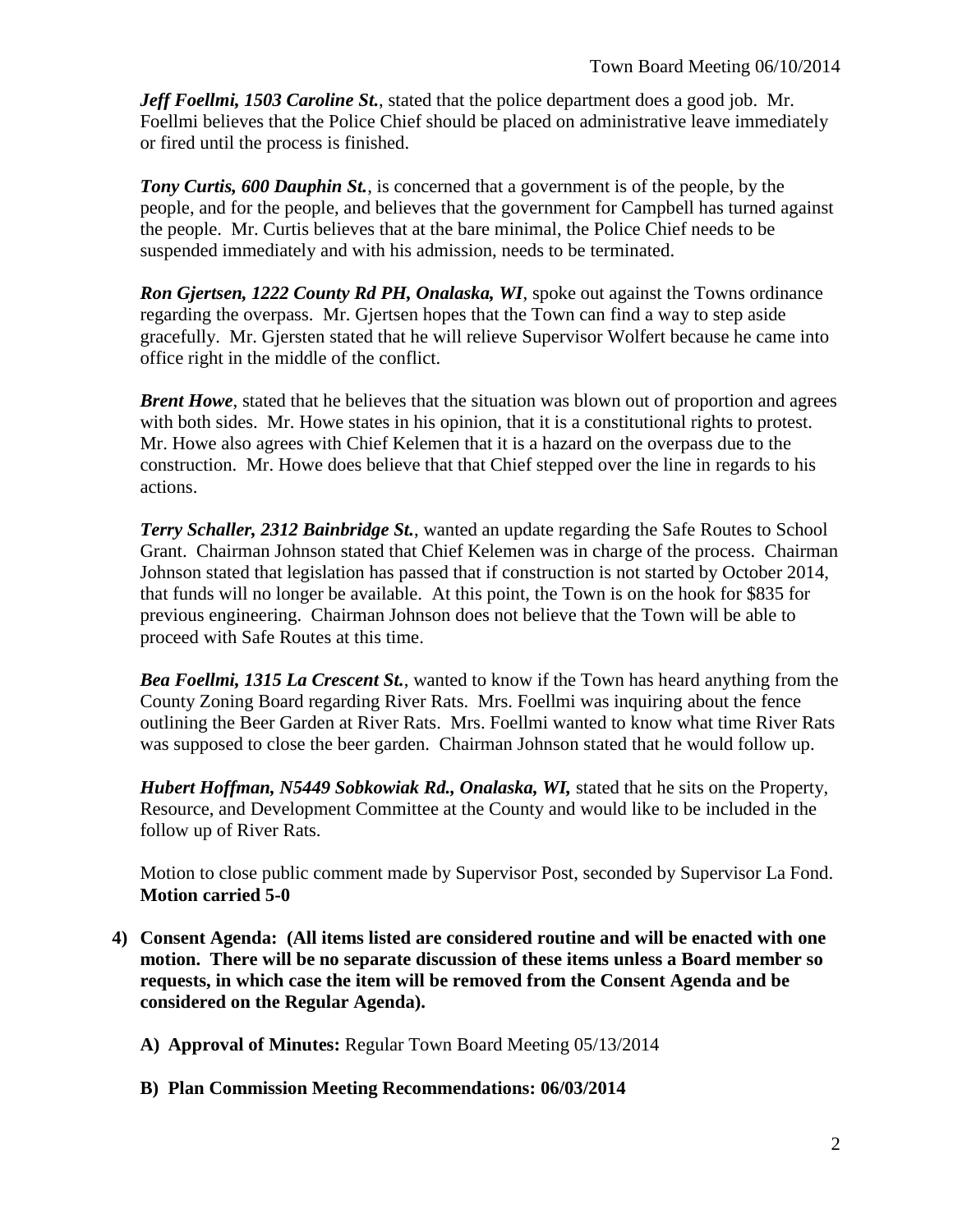***Jeff Foellmi, 1503 Caroline St.***, stated that the police department does a good job. Mr. Foellmi believes that the Police Chief should be placed on administrative leave immediately or fired until the process is finished.

***Tony Curtis, 600 Dauphin St.***, is concerned that a government is of the people, by the people, and for the people, and believes that the government for Campbell has turned against the people. Mr. Curtis believes that at the bare minimal, the Police Chief needs to be suspended immediately and with his admission, needs to be terminated.

***Ron Gjertsen, 1222 County Rd PH, Onalaska, WI***, spoke out against the Towns ordinance regarding the overpass. Mr. Gjertsen hopes that the Town can find a way to step aside gracefully. Mr. Gjersten stated that he will relieve Supervisor Wolfert because he came into office right in the middle of the conflict.

***Brent Howe***, stated that he believes that the situation was blown out of proportion and agrees with both sides. Mr. Howe states in his opinion, that it is a constitutional rights to protest. Mr. Howe also agrees with Chief Kelemen that it is a hazard on the overpass due to the construction. Mr. Howe does believe that that Chief stepped over the line in regards to his actions.

***Terry Schaller, 2312 Bainbridge St.***, wanted an update regarding the Safe Routes to School Grant. Chairman Johnson stated that Chief Kelemen was in charge of the process. Chairman Johnson stated that legislation has passed that if construction is not started by October 2014, that funds will no longer be available. At this point, the Town is on the hook for $835 for previous engineering. Chairman Johnson does not believe that the Town will be able to proceed with Safe Routes at this time.

***Bea Foellmi, 1315 La Crescent St.***, wanted to know if the Town has heard anything from the County Zoning Board regarding River Rats. Mrs. Foellmi was inquiring about the fence outlining the Beer Garden at River Rats. Mrs. Foellmi wanted to know what time River Rats was supposed to close the beer garden. Chairman Johnson stated that he would follow up.

***Hubert Hoffman, N5449 Sobkowiak Rd., Onalaska, WI,*** stated that he sits on the Property, Resource, and Development Committee at the County and would like to be included in the follow up of River Rats.

Motion to close public comment made by Supervisor Post, seconded by Supervisor La Fond. **Motion carried 5-0**

**4) Consent Agenda: (All items listed are considered routine and will be enacted with one motion. There will be no separate discussion of these items unless a Board member so requests, in which case the item will be removed from the Consent Agenda and be considered on the Regular Agenda).**

**A) Approval of Minutes:** Regular Town Board Meeting 05/13/2014

**B) Plan Commission Meeting Recommendations: 06/03/2014**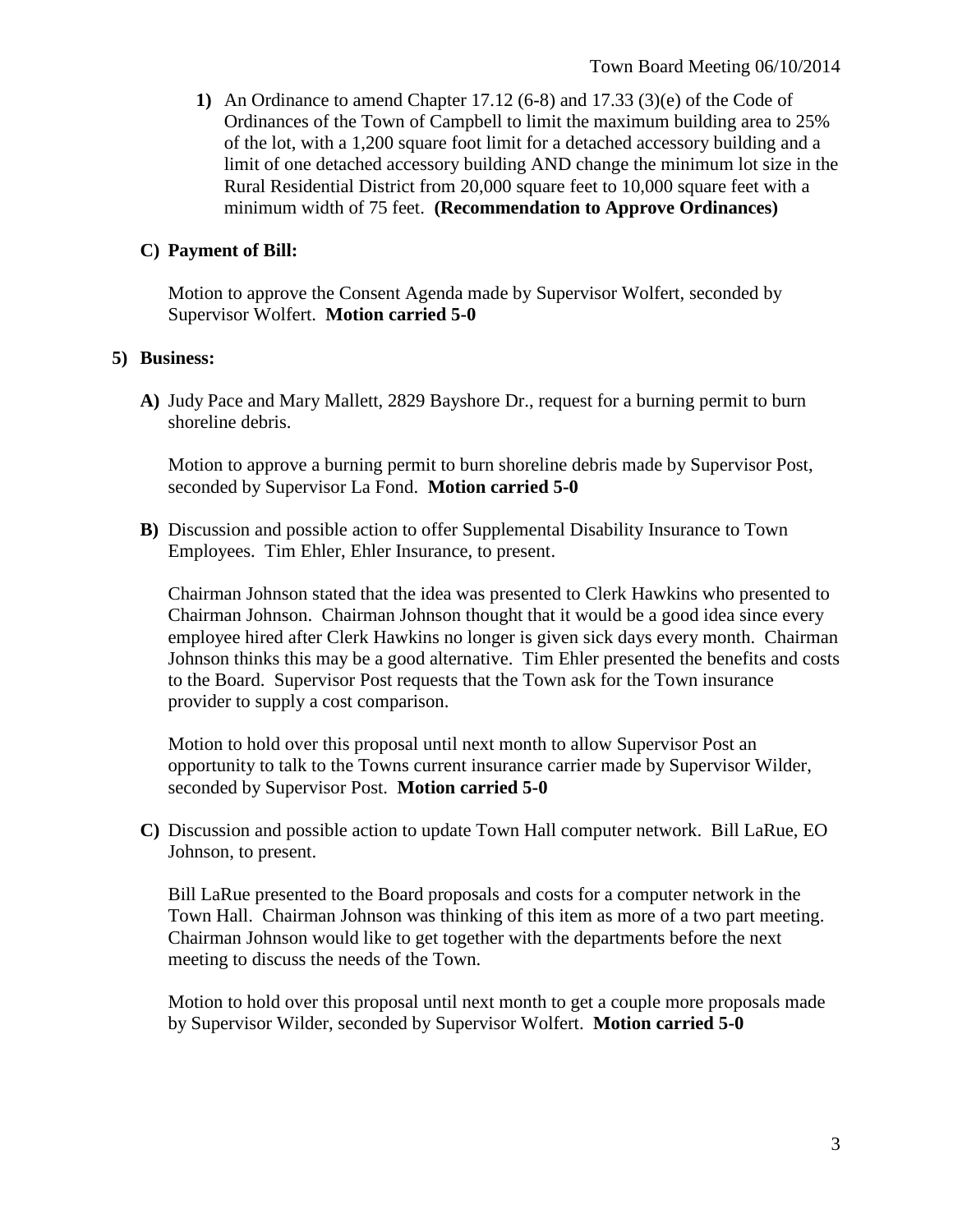1) An Ordinance to amend Chapter 17.12 (6-8) and 17.33 (3)(e) of the Code of Ordinances of the Town of Campbell to limit the maximum building area to 25% of the lot, with a 1,200 square foot limit for a detached accessory building and a limit of one detached accessory building AND change the minimum lot size in the Rural Residential District from 20,000 square feet to 10,000 square feet with a minimum width of 75 feet. **(Recommendation to Approve Ordinances)**

**C) Payment of Bill:**

Motion to approve the Consent Agenda made by Supervisor Wolfert, seconded by Supervisor Wolfert. **Motion carried 5-0**

**5) Business:**

**A)** Judy Pace and Mary Mallett, 2829 Bayshore Dr., request for a burning permit to burn shoreline debris.

Motion to approve a burning permit to burn shoreline debris made by Supervisor Post, seconded by Supervisor La Fond. **Motion carried 5-0**

**B)** Discussion and possible action to offer Supplemental Disability Insurance to Town Employees. Tim Ehler, Ehler Insurance, to present.

Chairman Johnson stated that the idea was presented to Clerk Hawkins who presented to Chairman Johnson. Chairman Johnson thought that it would be a good idea since every employee hired after Clerk Hawkins no longer is given sick days every month. Chairman Johnson thinks this may be a good alternative. Tim Ehler presented the benefits and costs to the Board. Supervisor Post requests that the Town ask for the Town insurance provider to supply a cost comparison.

Motion to hold over this proposal until next month to allow Supervisor Post an opportunity to talk to the Towns current insurance carrier made by Supervisor Wilder, seconded by Supervisor Post. **Motion carried 5-0**

**C)** Discussion and possible action to update Town Hall computer network. Bill LaRue, EO Johnson, to present.

Bill LaRue presented to the Board proposals and costs for a computer network in the Town Hall. Chairman Johnson was thinking of this item as more of a two part meeting. Chairman Johnson would like to get together with the departments before the next meeting to discuss the needs of the Town.

Motion to hold over this proposal until next month to get a couple more proposals made by Supervisor Wilder, seconded by Supervisor Wolfert. **Motion carried 5-0**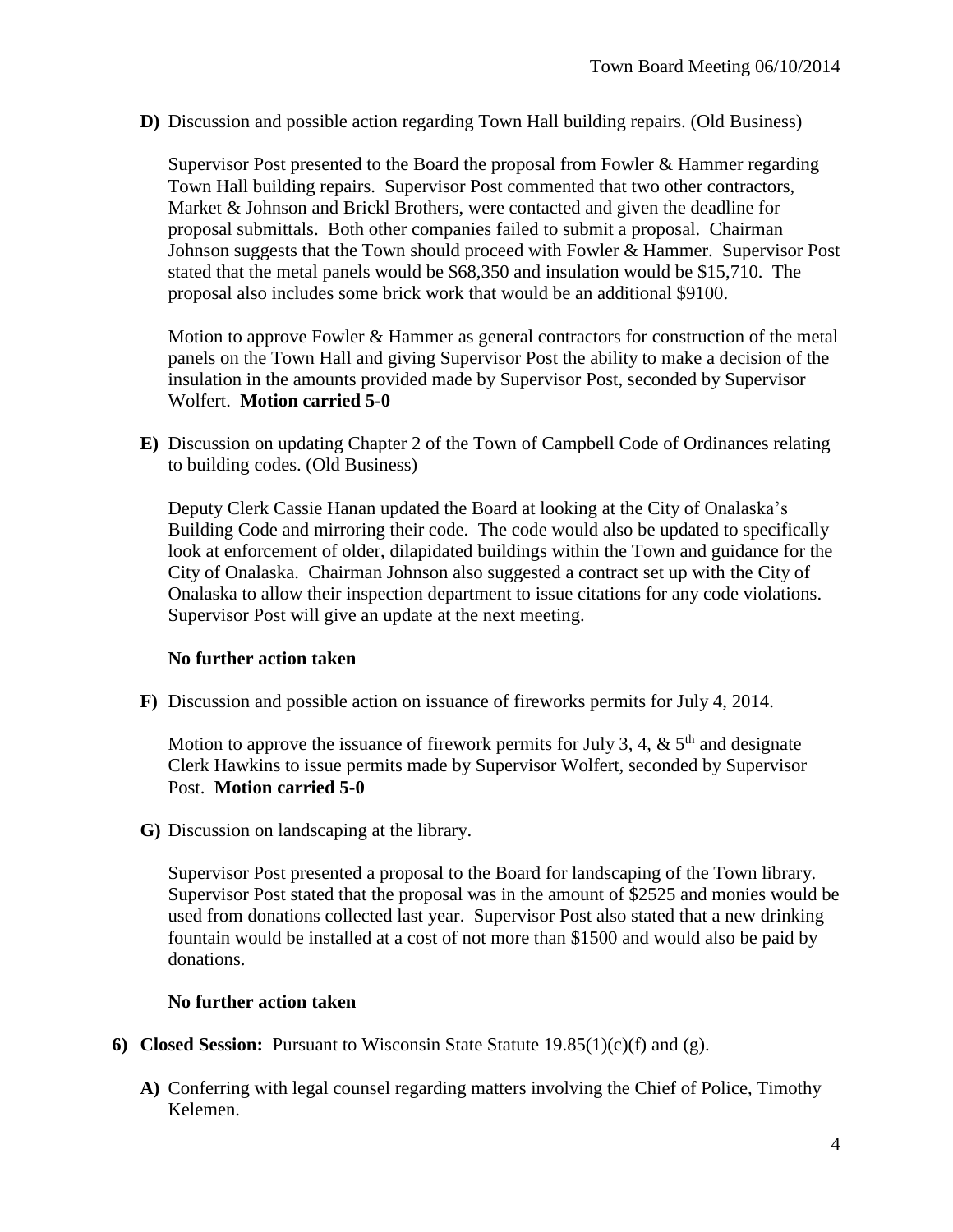**D)** Discussion and possible action regarding Town Hall building repairs. (Old Business)

Supervisor Post presented to the Board the proposal from Fowler & Hammer regarding Town Hall building repairs. Supervisor Post commented that two other contractors, Market & Johnson and Brickl Brothers, were contacted and given the deadline for proposal submittals. Both other companies failed to submit a proposal. Chairman Johnson suggests that the Town should proceed with Fowler & Hammer. Supervisor Post stated that the metal panels would be $68,350 and insulation would be $15,710. The proposal also includes some brick work that would be an additional $9100.

Motion to approve Fowler & Hammer as general contractors for construction of the metal panels on the Town Hall and giving Supervisor Post the ability to make a decision of the insulation in the amounts provided made by Supervisor Post, seconded by Supervisor Wolfert. **Motion carried 5-0**

**E)** Discussion on updating Chapter 2 of the Town of Campbell Code of Ordinances relating to building codes. (Old Business)

Deputy Clerk Cassie Hanan updated the Board at looking at the City of Onalaska's Building Code and mirroring their code. The code would also be updated to specifically look at enforcement of older, dilapidated buildings within the Town and guidance for the City of Onalaska. Chairman Johnson also suggested a contract set up with the City of Onalaska to allow their inspection department to issue citations for any code violations. Supervisor Post will give an update at the next meeting.

**No further action taken**

**F)** Discussion and possible action on issuance of fireworks permits for July 4, 2014.

Motion to approve the issuance of firework permits for July 3, 4, & 5th and designate Clerk Hawkins to issue permits made by Supervisor Wolfert, seconded by Supervisor Post. **Motion carried 5-0**

**G)** Discussion on landscaping at the library.

Supervisor Post presented a proposal to the Board for landscaping of the Town library. Supervisor Post stated that the proposal was in the amount of $2525 and monies would be used from donations collected last year. Supervisor Post also stated that a new drinking fountain would be installed at a cost of not more than $1500 and would also be paid by donations.

**No further action taken**

**6) Closed Session:** Pursuant to Wisconsin State Statute 19.85(1)(c)(f) and (g).

**A)** Conferring with legal counsel regarding matters involving the Chief of Police, Timothy Kelemen.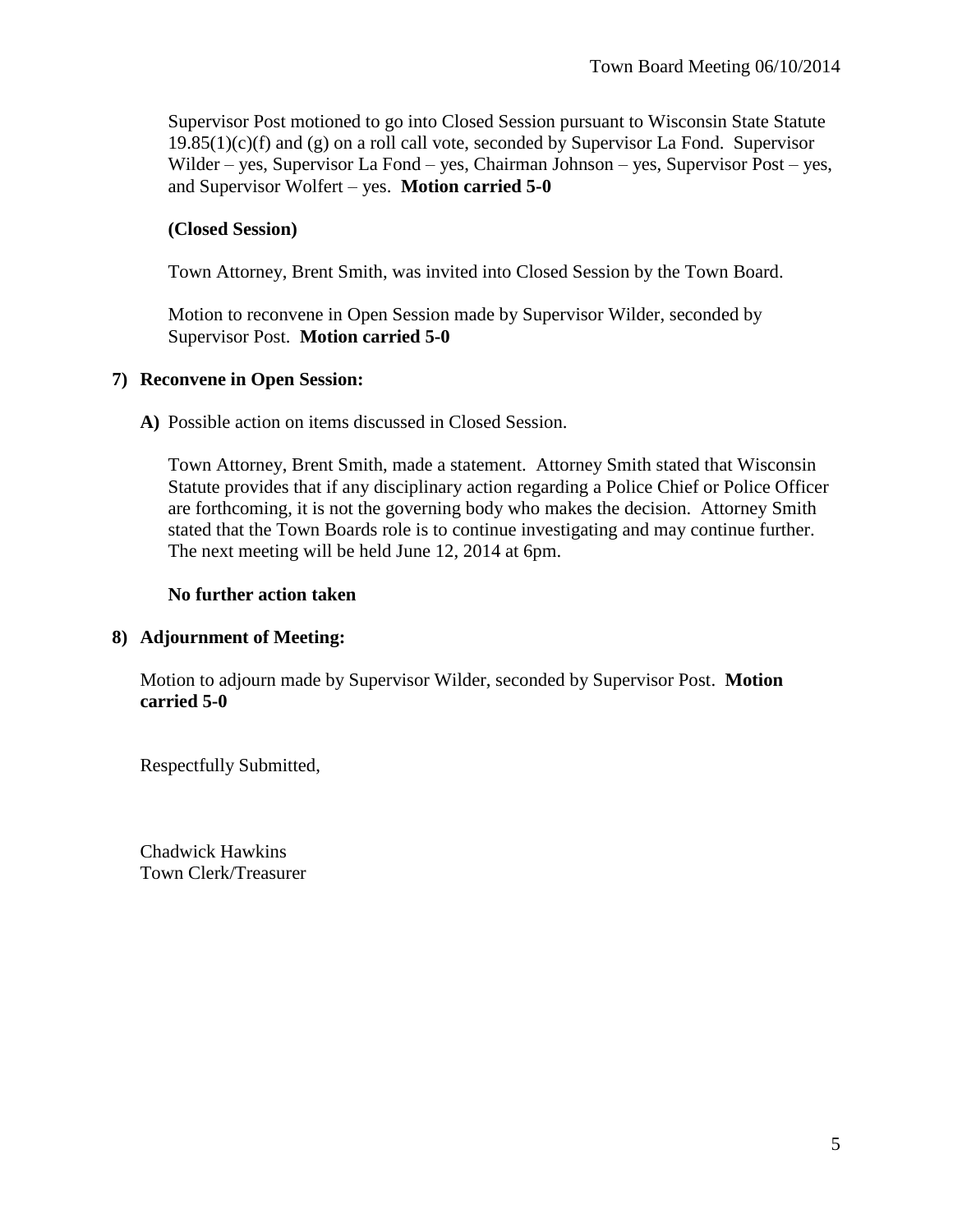Supervisor Post motioned to go into Closed Session pursuant to Wisconsin State Statute 19.85(1)(c)(f) and (g) on a roll call vote, seconded by Supervisor La Fond. Supervisor Wilder – yes, Supervisor La Fond – yes, Chairman Johnson – yes, Supervisor Post – yes, and Supervisor Wolfert – yes. **Motion carried 5-0**

**(Closed Session)**

Town Attorney, Brent Smith, was invited into Closed Session by the Town Board.

Motion to reconvene in Open Session made by Supervisor Wilder, seconded by Supervisor Post. **Motion carried 5-0**

**7) Reconvene in Open Session:**

**A)** Possible action on items discussed in Closed Session.

Town Attorney, Brent Smith, made a statement. Attorney Smith stated that Wisconsin Statute provides that if any disciplinary action regarding a Police Chief or Police Officer are forthcoming, it is not the governing body who makes the decision. Attorney Smith stated that the Town Boards role is to continue investigating and may continue further. The next meeting will be held June 12, 2014 at 6pm.

**No further action taken**

**8) Adjournment of Meeting:**

Motion to adjourn made by Supervisor Wilder, seconded by Supervisor Post. **Motion carried 5-0**

Respectfully Submitted,

Chadwick Hawkins
Town Clerk/Treasurer